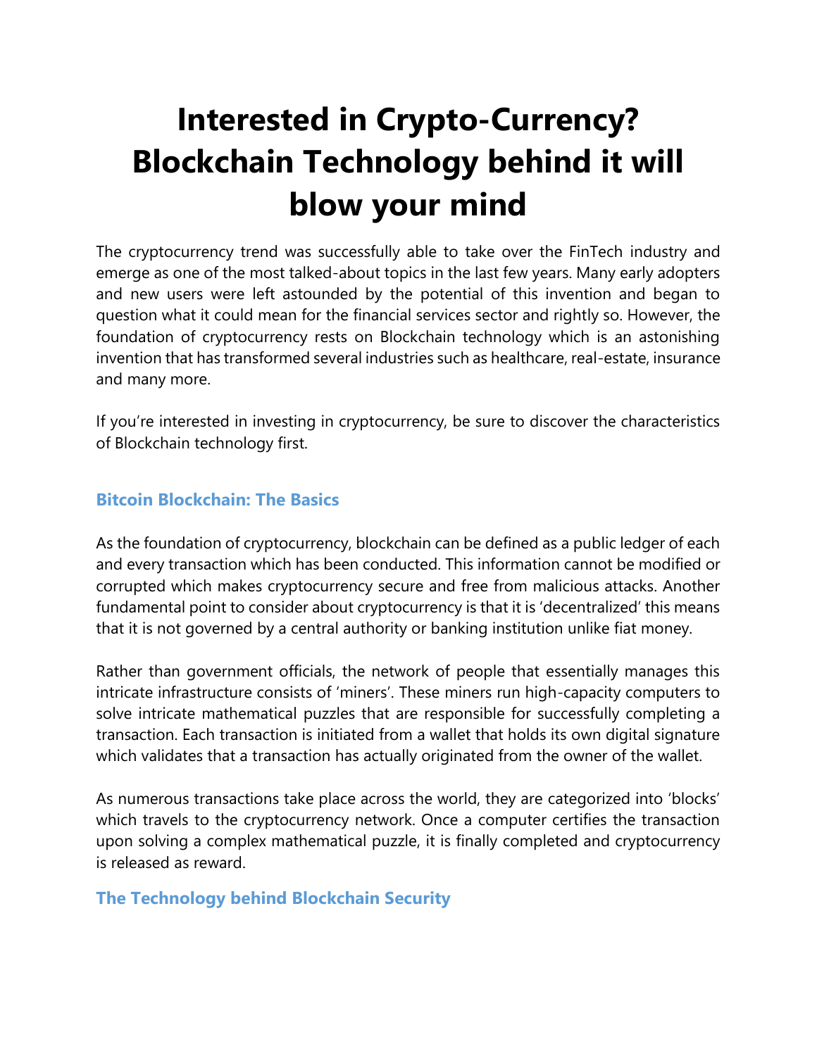# Interested in Crypto-Currency? Blockchain Technology behind it will blow your mind

The cryptocurrency trend was successfully able to take over the FinTech industry and emerge as one of the most talked-about topics in the last few years. Many early adopters and new users were left astounded by the potential of this invention and began to question what it could mean for the financial services sector and rightly so. However, the foundation of cryptocurrency rests on Blockchain technology which is an astonishing invention that has transformed several industries such as healthcare, real-estate, insurance and many more.

If you're interested in investing in cryptocurrency, be sure to discover the characteristics of Blockchain technology first.

## Bitcoin Blockchain: The Basics

As the foundation of cryptocurrency, blockchain can be defined as a public ledger of each and every transaction which has been conducted. This information cannot be modified or corrupted which makes cryptocurrency secure and free from malicious attacks. Another fundamental point to consider about cryptocurrency is that it is 'decentralized' this means that it is not governed by a central authority or banking institution unlike fiat money.

Rather than government officials, the network of people that essentially manages this intricate infrastructure consists of 'miners'. These miners run high-capacity computers to solve intricate mathematical puzzles that are responsible for successfully completing a transaction. Each transaction is initiated from a wallet that holds its own digital signature which validates that a transaction has actually originated from the owner of the wallet.

As numerous transactions take place across the world, they are categorized into 'blocks' which travels to the cryptocurrency network. Once a computer certifies the transaction upon solving a complex mathematical puzzle, it is finally completed and cryptocurrency is released as reward.

## The Technology behind Blockchain Security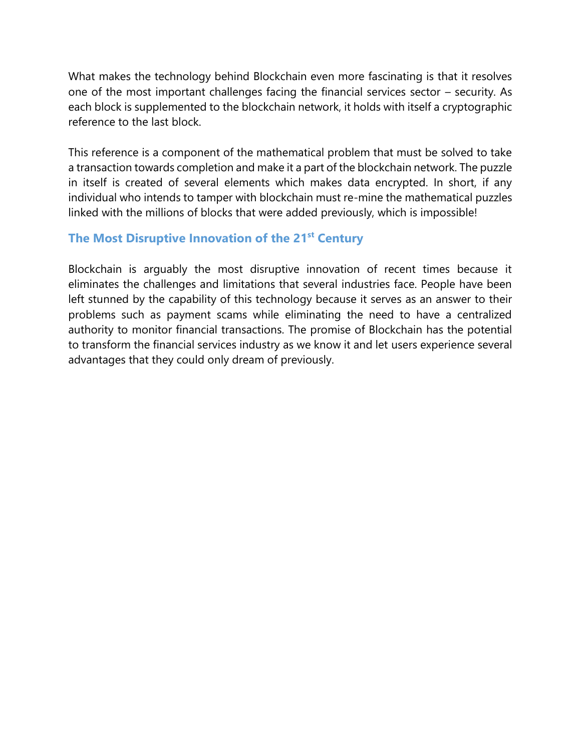What makes the technology behind Blockchain even more fascinating is that it resolves one of the most important challenges facing the financial services sector – security. As each block is supplemented to the blockchain network, it holds with itself a cryptographic reference to the last block.

This reference is a component of the mathematical problem that must be solved to take a transaction towards completion and make it a part of the blockchain network. The puzzle in itself is created of several elements which makes data encrypted. In short, if any individual who intends to tamper with blockchain must re-mine the mathematical puzzles linked with the millions of blocks that were added previously, which is impossible!

## The Most Disruptive Innovation of the 21st Century

Blockchain is arguably the most disruptive innovation of recent times because it eliminates the challenges and limitations that several industries face. People have been left stunned by the capability of this technology because it serves as an answer to their problems such as payment scams while eliminating the need to have a centralized authority to monitor financial transactions. The promise of Blockchain has the potential to transform the financial services industry as we know it and let users experience several advantages that they could only dream of previously.